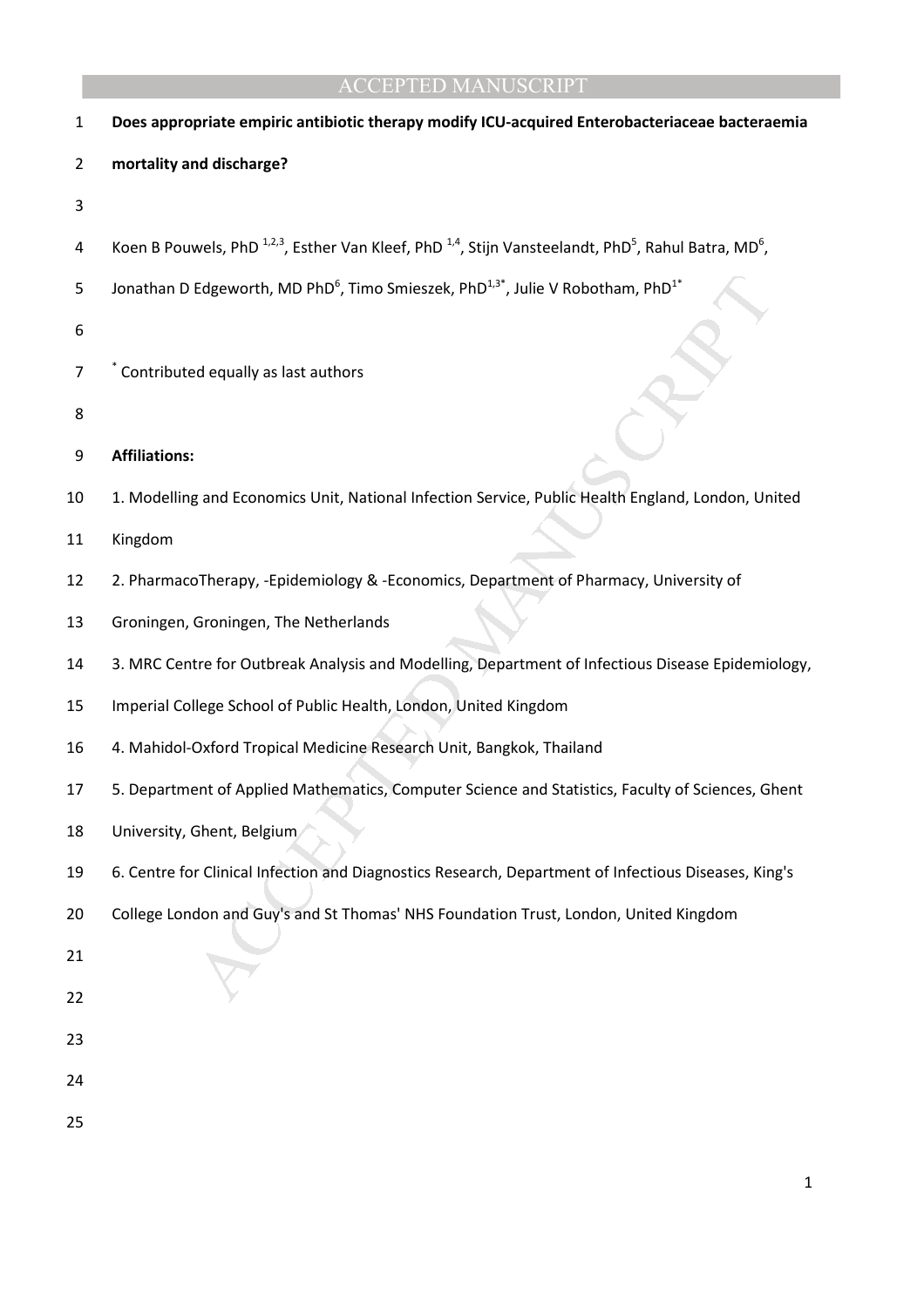# Does appropriate empiric antibiotic therapy modify ICU-acquired Enterobacteriaceae bacteraemia mortality and discharge?

Koen B Pouwels, PhD [1,2,3], Esther Van Kleef, PhD [1,4], Stijn Vansteelandt, PhD[5], Rahul Batra, MD[6], Jonathan D Edgeworth, MD PhD[6], Timo Smieszek, PhD[1,3*], Julie V Robotham, PhD[1*]

[*] Contributed equally as last authors

**Affiliations:**

1. Modelling and Economics Unit, National Infection Service, Public Health England, London, United Kingdom
2. PharmacoTherapy, -Epidemiology & -Economics, Department of Pharmacy, University of Groningen, Groningen, The Netherlands
3. MRC Centre for Outbreak Analysis and Modelling, Department of Infectious Disease Epidemiology, Imperial College School of Public Health, London, United Kingdom
4. Mahidol-Oxford Tropical Medicine Research Unit, Bangkok, Thailand
5. Department of Applied Mathematics, Computer Science and Statistics, Faculty of Sciences, Ghent University, Ghent, Belgium
6. Centre for Clinical Infection and Diagnostics Research, Department of Infectious Diseases, King's College London and Guy's and St Thomas' NHS Foundation Trust, London, United Kingdom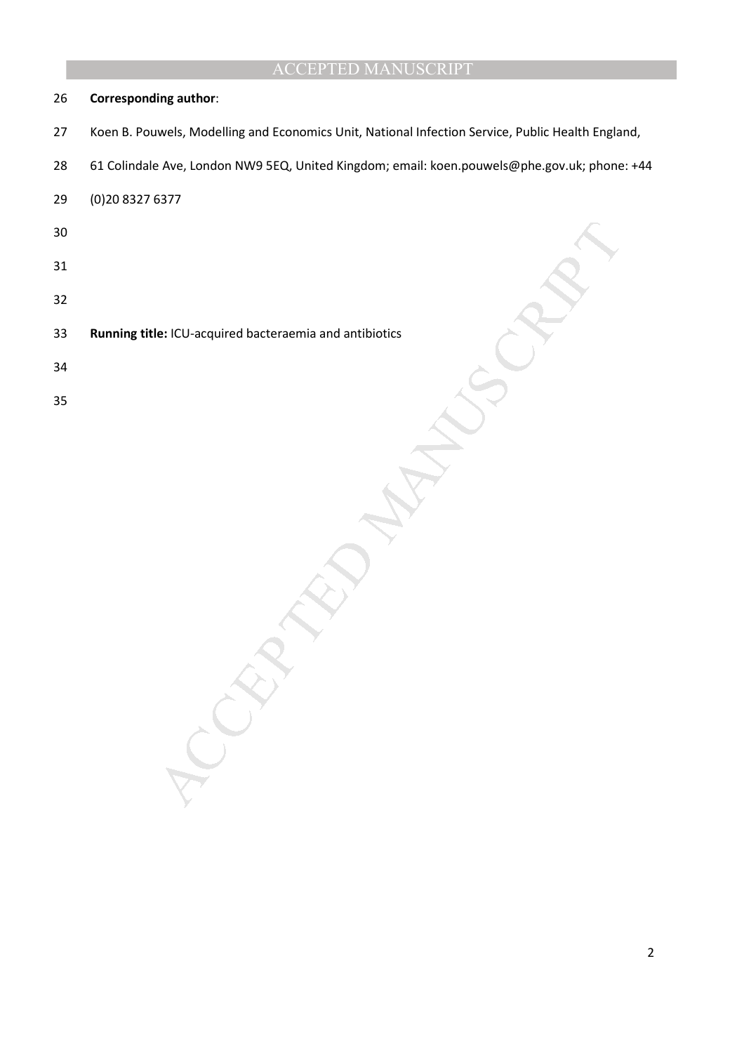**Corresponding author**:

Koen B. Pouwels, Modelling and Economics Unit, National Infection Service, Public Health England, 61 Colindale Ave, London NW9 5EQ, United Kingdom; email: koen.pouwels@phe.gov.uk; phone: +44 (0)20 8327 6377

**Running title:** ICU-acquired bacteraemia and antibiotics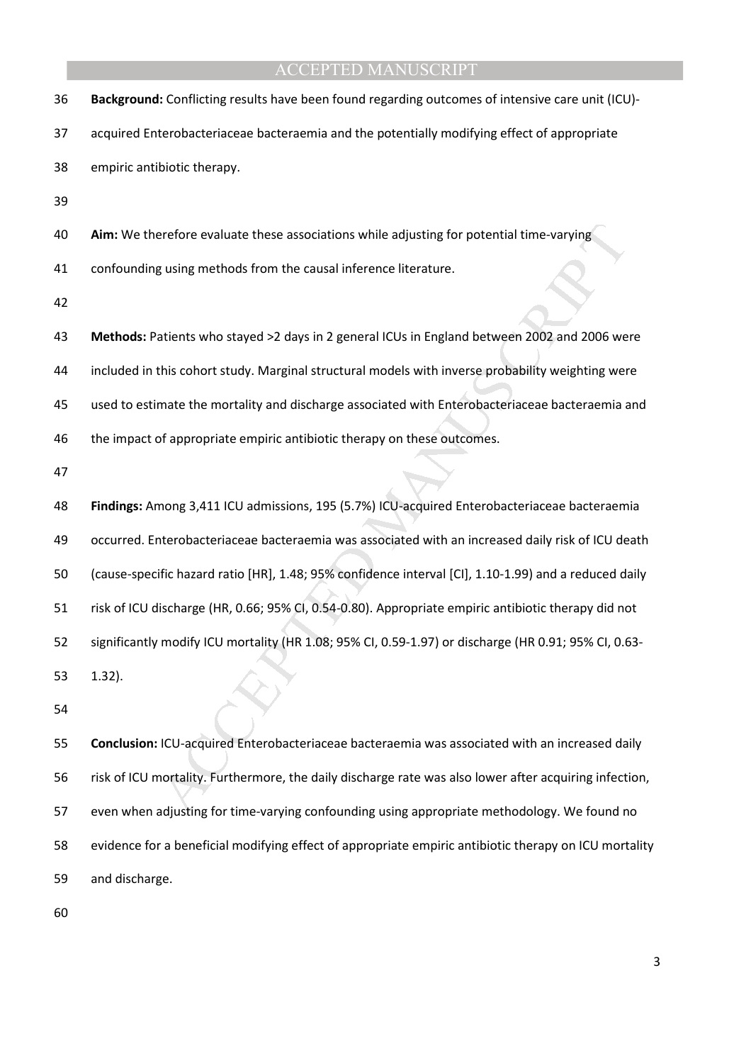**Background:** Conflicting results have been found regarding outcomes of intensive care unit (ICU)-acquired Enterobacteriaceae bacteraemia and the potentially modifying effect of appropriate empiric antibiotic therapy.

**Aim:** We therefore evaluate these associations while adjusting for potential time-varying confounding using methods from the causal inference literature.

**Methods:** Patients who stayed >2 days in 2 general ICUs in England between 2002 and 2006 were included in this cohort study. Marginal structural models with inverse probability weighting were used to estimate the mortality and discharge associated with Enterobacteriaceae bacteraemia and the impact of appropriate empiric antibiotic therapy on these outcomes.

**Findings:** Among 3,411 ICU admissions, 195 (5.7%) ICU-acquired Enterobacteriaceae bacteraemia occurred. Enterobacteriaceae bacteraemia was associated with an increased daily risk of ICU death (cause-specific hazard ratio [HR], 1.48; 95% confidence interval [CI], 1.10-1.99) and a reduced daily risk of ICU discharge (HR, 0.66; 95% CI, 0.54-0.80). Appropriate empiric antibiotic therapy did not significantly modify ICU mortality (HR 1.08; 95% CI, 0.59-1.97) or discharge (HR 0.91; 95% CI, 0.63-1.32).

**Conclusion:** ICU-acquired Enterobacteriaceae bacteraemia was associated with an increased daily risk of ICU mortality. Furthermore, the daily discharge rate was also lower after acquiring infection, even when adjusting for time-varying confounding using appropriate methodology. We found no evidence for a beneficial modifying effect of appropriate empiric antibiotic therapy on ICU mortality and discharge.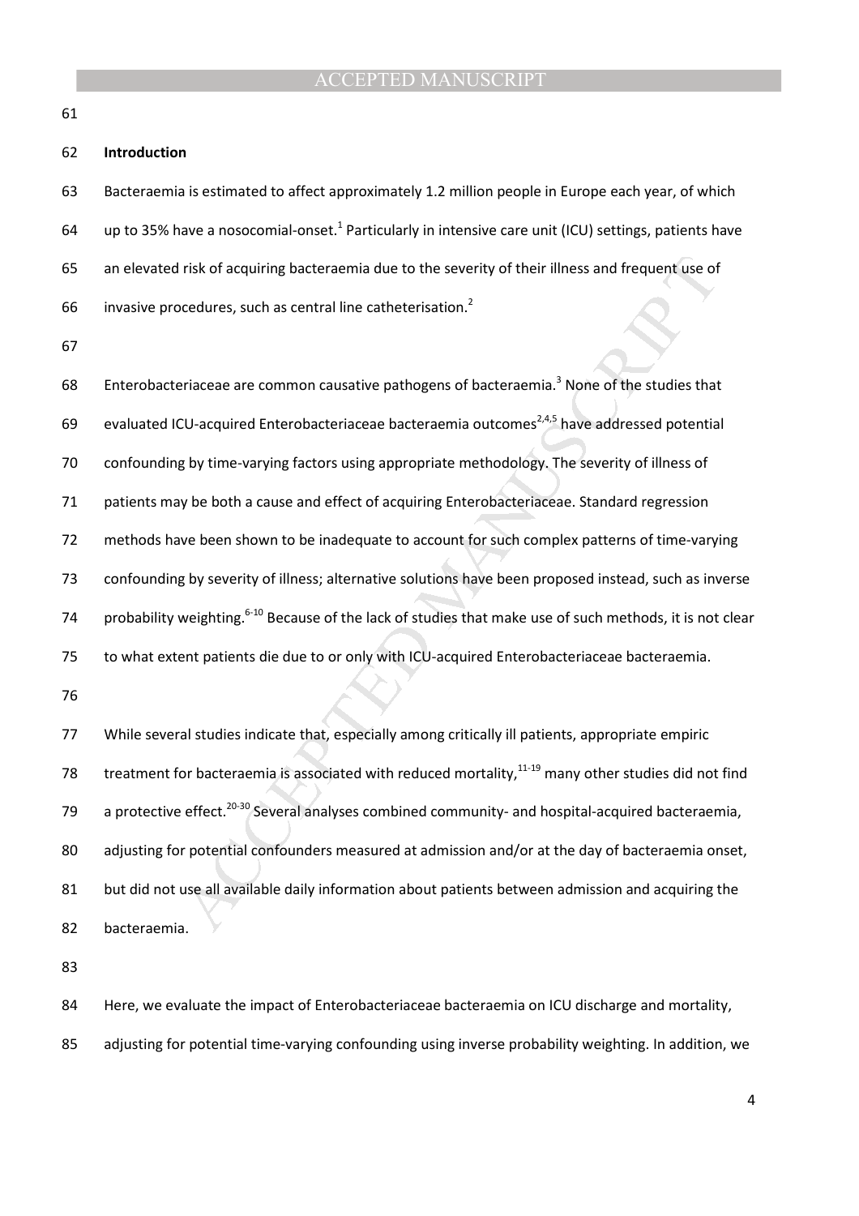## Introduction

Bacteraemia is estimated to affect approximately 1.2 million people in Europe each year, of which up to 35% have a nosocomial-onset.[1] Particularly in intensive care unit (ICU) settings, patients have an elevated risk of acquiring bacteraemia due to the severity of their illness and frequent use of invasive procedures, such as central line catheterisation.[2]

Enterobacteriaceae are common causative pathogens of bacteraemia.[3] None of the studies that evaluated ICU-acquired Enterobacteriaceae bacteraemia outcomes[2,4,5] have addressed potential confounding by time-varying factors using appropriate methodology. The severity of illness of patients may be both a cause and effect of acquiring Enterobacteriaceae. Standard regression methods have been shown to be inadequate to account for such complex patterns of time-varying confounding by severity of illness; alternative solutions have been proposed instead, such as inverse probability weighting.[6-10] Because of the lack of studies that make use of such methods, it is not clear to what extent patients die due to or only with ICU-acquired Enterobacteriaceae bacteraemia.

While several studies indicate that, especially among critically ill patients, appropriate empiric treatment for bacteraemia is associated with reduced mortality,[11-19] many other studies did not find a protective effect.[20-30] Several analyses combined community- and hospital-acquired bacteraemia, adjusting for potential confounders measured at admission and/or at the day of bacteraemia onset, but did not use all available daily information about patients between admission and acquiring the bacteraemia.

Here, we evaluate the impact of Enterobacteriaceae bacteraemia on ICU discharge and mortality, adjusting for potential time-varying confounding using inverse probability weighting. In addition, we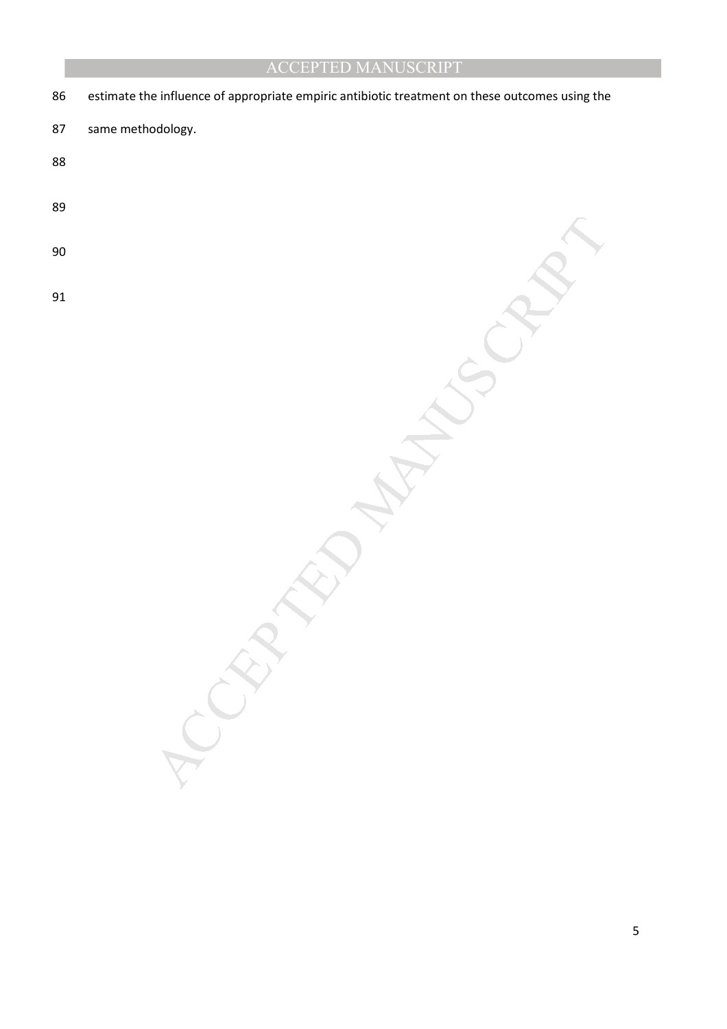estimate the influence of appropriate empiric antibiotic treatment on these outcomes using the same methodology.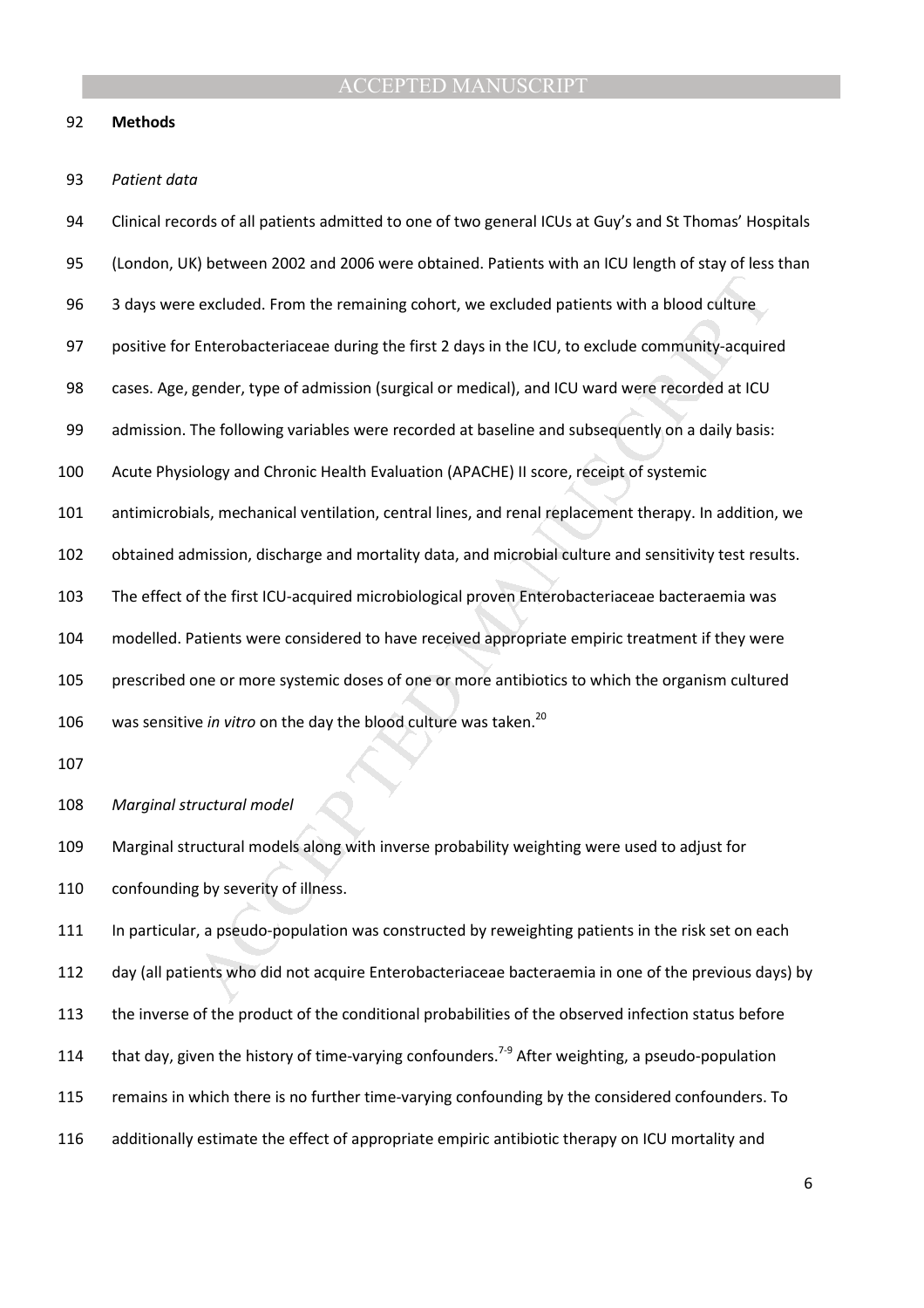**Methods**

*Patient data*

Clinical records of all patients admitted to one of two general ICUs at Guy's and St Thomas' Hospitals (London, UK) between 2002 and 2006 were obtained. Patients with an ICU length of stay of less than 3 days were excluded. From the remaining cohort, we excluded patients with a blood culture positive for Enterobacteriaceae during the first 2 days in the ICU, to exclude community-acquired cases. Age, gender, type of admission (surgical or medical), and ICU ward were recorded at ICU admission. The following variables were recorded at baseline and subsequently on a daily basis: Acute Physiology and Chronic Health Evaluation (APACHE) II score, receipt of systemic antimicrobials, mechanical ventilation, central lines, and renal replacement therapy. In addition, we obtained admission, discharge and mortality data, and microbial culture and sensitivity test results. The effect of the first ICU-acquired microbiological proven Enterobacteriaceae bacteraemia was modelled. Patients were considered to have received appropriate empiric treatment if they were prescribed one or more systemic doses of one or more antibiotics to which the organism cultured was sensitive *in vitro* on the day the blood culture was taken.[20]

*Marginal structural model*

Marginal structural models along with inverse probability weighting were used to adjust for confounding by severity of illness.

In particular, a pseudo-population was constructed by reweighting patients in the risk set on each day (all patients who did not acquire Enterobacteriaceae bacteraemia in one of the previous days) by the inverse of the product of the conditional probabilities of the observed infection status before that day, given the history of time-varying confounders.[7-9] After weighting, a pseudo-population remains in which there is no further time-varying confounding by the considered confounders. To additionally estimate the effect of appropriate empiric antibiotic therapy on ICU mortality and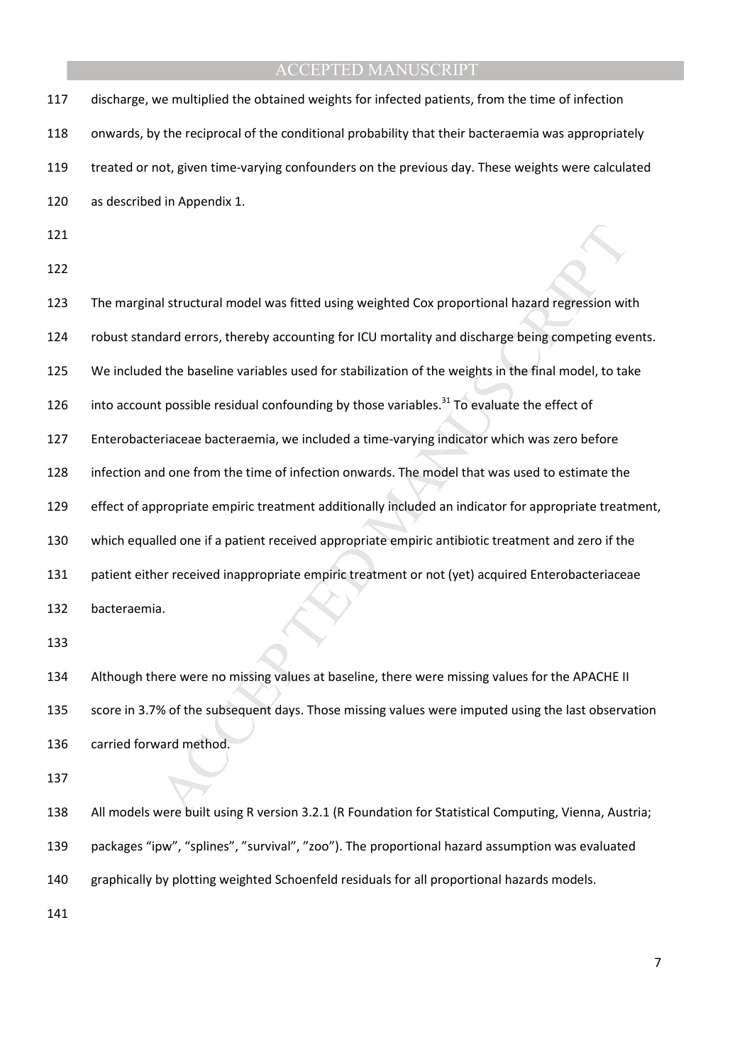discharge, we multiplied the obtained weights for infected patients, from the time of infection onwards, by the reciprocal of the conditional probability that their bacteraemia was appropriately treated or not, given time-varying confounders on the previous day. These weights were calculated as described in Appendix 1.

The marginal structural model was fitted using weighted Cox proportional hazard regression with robust standard errors, thereby accounting for ICU mortality and discharge being competing events. We included the baseline variables used for stabilization of the weights in the final model, to take into account possible residual confounding by those variables.[31] To evaluate the effect of Enterobacteriaceae bacteraemia, we included a time-varying indicator which was zero before infection and one from the time of infection onwards. The model that was used to estimate the effect of appropriate empiric treatment additionally included an indicator for appropriate treatment, which equalled one if a patient received appropriate empiric antibiotic treatment and zero if the patient either received inappropriate empiric treatment or not (yet) acquired Enterobacteriaceae bacteraemia.

Although there were no missing values at baseline, there were missing values for the APACHE II score in 3.7% of the subsequent days. Those missing values were imputed using the last observation carried forward method.

All models were built using R version 3.2.1 (R Foundation for Statistical Computing, Vienna, Austria; packages "ipw", "splines", "survival", "zoo"). The proportional hazard assumption was evaluated graphically by plotting weighted Schoenfeld residuals for all proportional hazards models.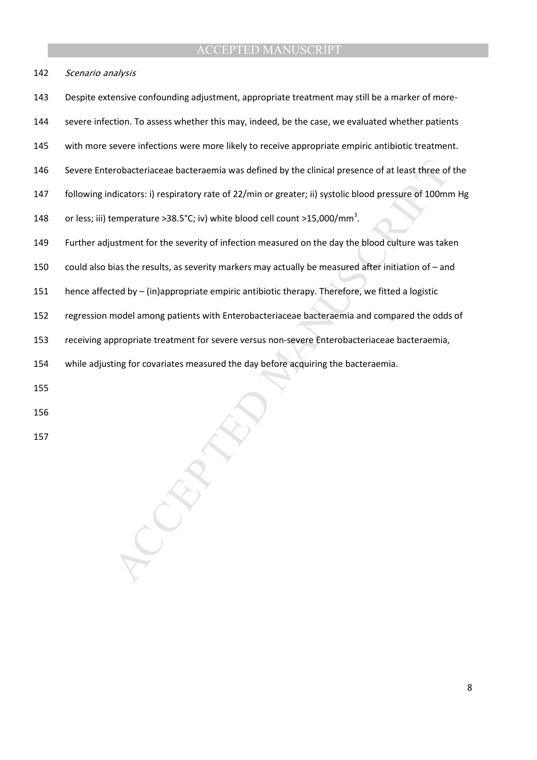*Scenario analysis*

Despite extensive confounding adjustment, appropriate treatment may still be a marker of more-severe infection. To assess whether this may, indeed, be the case, we evaluated whether patients with more severe infections were more likely to receive appropriate empiric antibiotic treatment. Severe Enterobacteriaceae bacteraemia was defined by the clinical presence of at least three of the following indicators: i) respiratory rate of 22/min or greater; ii) systolic blood pressure of 100mm Hg or less; iii) temperature >38.5°C; iv) white blood cell count >15,000/mm$^3$.

Further adjustment for the severity of infection measured on the day the blood culture was taken could also bias the results, as severity markers may actually be measured after initiation of – and hence affected by – (in)appropriate empiric antibiotic therapy. Therefore, we fitted a logistic regression model among patients with Enterobacteriaceae bacteraemia and compared the odds of receiving appropriate treatment for severe versus non-severe Enterobacteriaceae bacteraemia, while adjusting for covariates measured the day before acquiring the bacteraemia.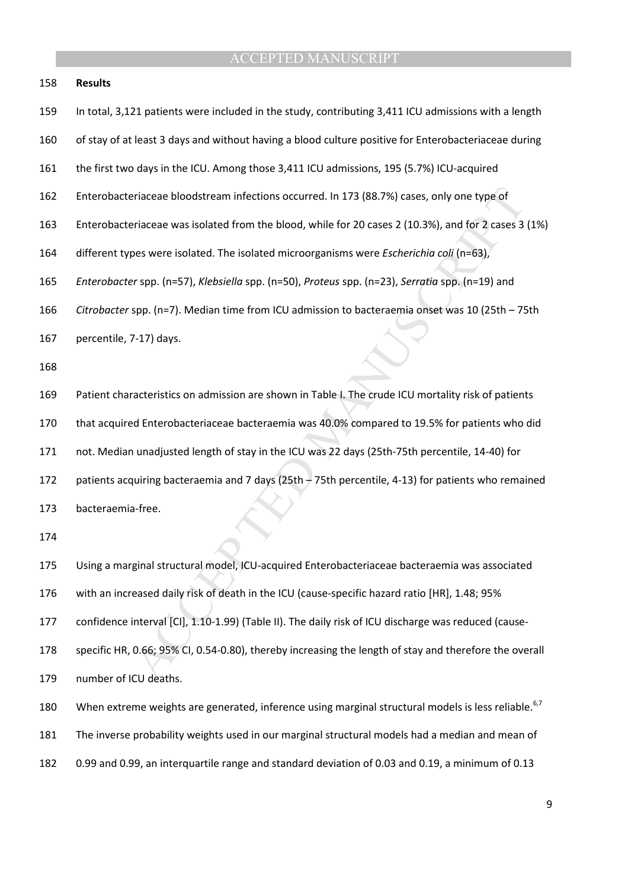**Results**

In total, 3,121 patients were included in the study, contributing 3,411 ICU admissions with a length of stay of at least 3 days and without having a blood culture positive for Enterobacteriaceae during the first two days in the ICU. Among those 3,411 ICU admissions, 195 (5.7%) ICU-acquired Enterobacteriaceae bloodstream infections occurred. In 173 (88.7%) cases, only one type of Enterobacteriaceae was isolated from the blood, while for 20 cases 2 (10.3%), and for 2 cases 3 (1%) different types were isolated. The isolated microorganisms were *Escherichia coli* (n=63), *Enterobacter* spp. (n=57), *Klebsiella* spp. (n=50), *Proteus* spp. (n=23), *Serratia* spp. (n=19) and *Citrobacter* spp. (n=7). Median time from ICU admission to bacteraemia onset was 10 (25th – 75th percentile, 7-17) days.

Patient characteristics on admission are shown in Table I. The crude ICU mortality risk of patients that acquired Enterobacteriaceae bacteraemia was 40.0% compared to 19.5% for patients who did not. Median unadjusted length of stay in the ICU was 22 days (25th-75th percentile, 14-40) for patients acquiring bacteraemia and 7 days (25th – 75th percentile, 4-13) for patients who remained bacteraemia-free.

Using a marginal structural model, ICU-acquired Enterobacteriaceae bacteraemia was associated with an increased daily risk of death in the ICU (cause-specific hazard ratio [HR], 1.48; 95% confidence interval [CI], 1.10-1.99) (Table II). The daily risk of ICU discharge was reduced (cause-specific HR, 0.66; 95% CI, 0.54-0.80), thereby increasing the length of stay and therefore the overall number of ICU deaths.

When extreme weights are generated, inference using marginal structural models is less reliable.[6,7] The inverse probability weights used in our marginal structural models had a median and mean of 0.99 and 0.99, an interquartile range and standard deviation of 0.03 and 0.19, a minimum of 0.13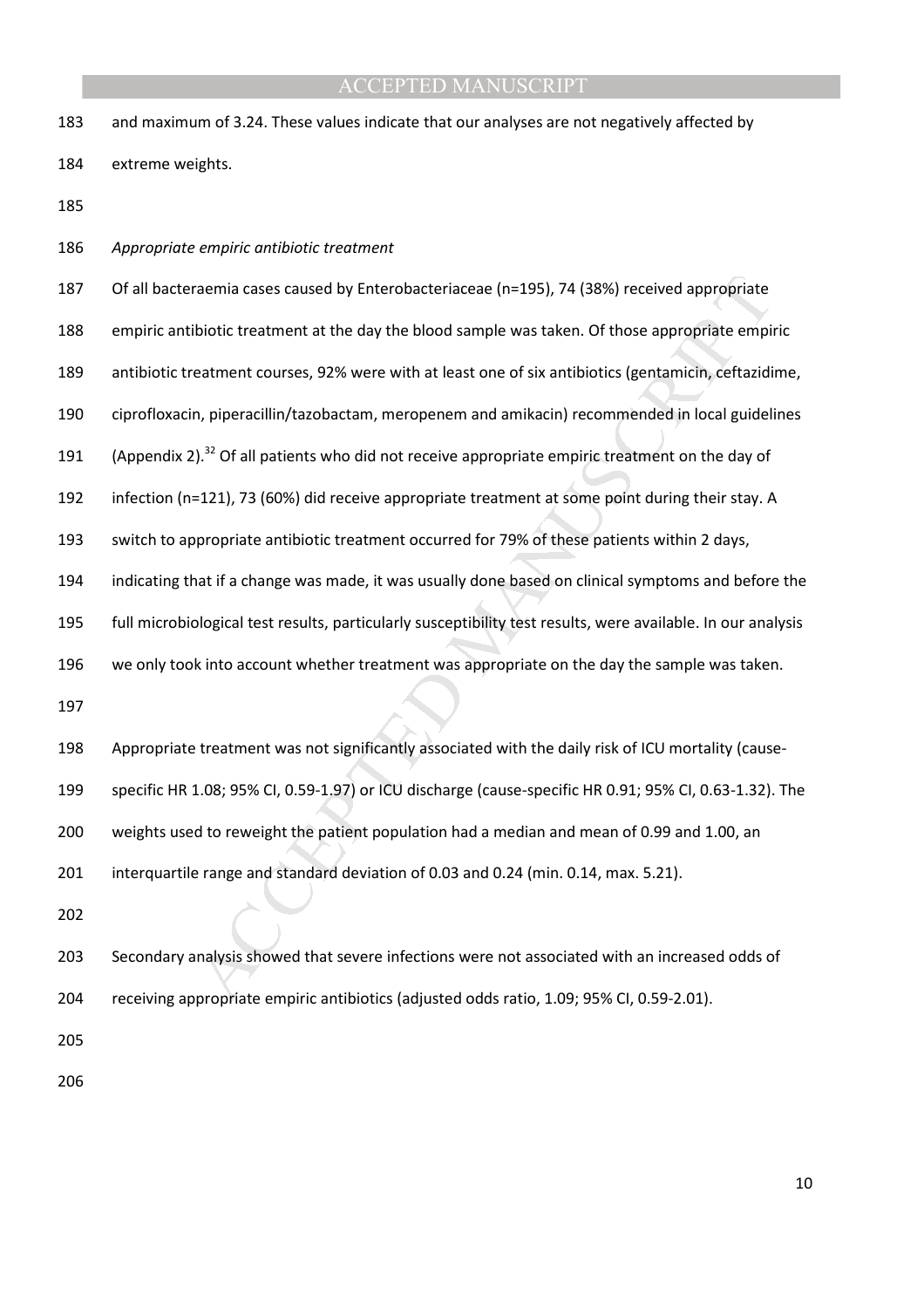and maximum of 3.24. These values indicate that our analyses are not negatively affected by extreme weights.

*Appropriate empiric antibiotic treatment*

Of all bacteraemia cases caused by Enterobacteriaceae (n=195), 74 (38%) received appropriate empiric antibiotic treatment at the day the blood sample was taken. Of those appropriate empiric antibiotic treatment courses, 92% were with at least one of six antibiotics (gentamicin, ceftazidime, ciprofloxacin, piperacillin/tazobactam, meropenem and amikacin) recommended in local guidelines (Appendix 2).[32] Of all patients who did not receive appropriate empiric treatment on the day of infection (n=121), 73 (60%) did receive appropriate treatment at some point during their stay. A switch to appropriate antibiotic treatment occurred for 79% of these patients within 2 days, indicating that if a change was made, it was usually done based on clinical symptoms and before the full microbiological test results, particularly susceptibility test results, were available. In our analysis we only took into account whether treatment was appropriate on the day the sample was taken.

Appropriate treatment was not significantly associated with the daily risk of ICU mortality (cause-specific HR 1.08; 95% CI, 0.59-1.97) or ICU discharge (cause-specific HR 0.91; 95% CI, 0.63-1.32). The weights used to reweight the patient population had a median and mean of 0.99 and 1.00, an interquartile range and standard deviation of 0.03 and 0.24 (min. 0.14, max. 5.21).

Secondary analysis showed that severe infections were not associated with an increased odds of receiving appropriate empiric antibiotics (adjusted odds ratio, 1.09; 95% CI, 0.59-2.01).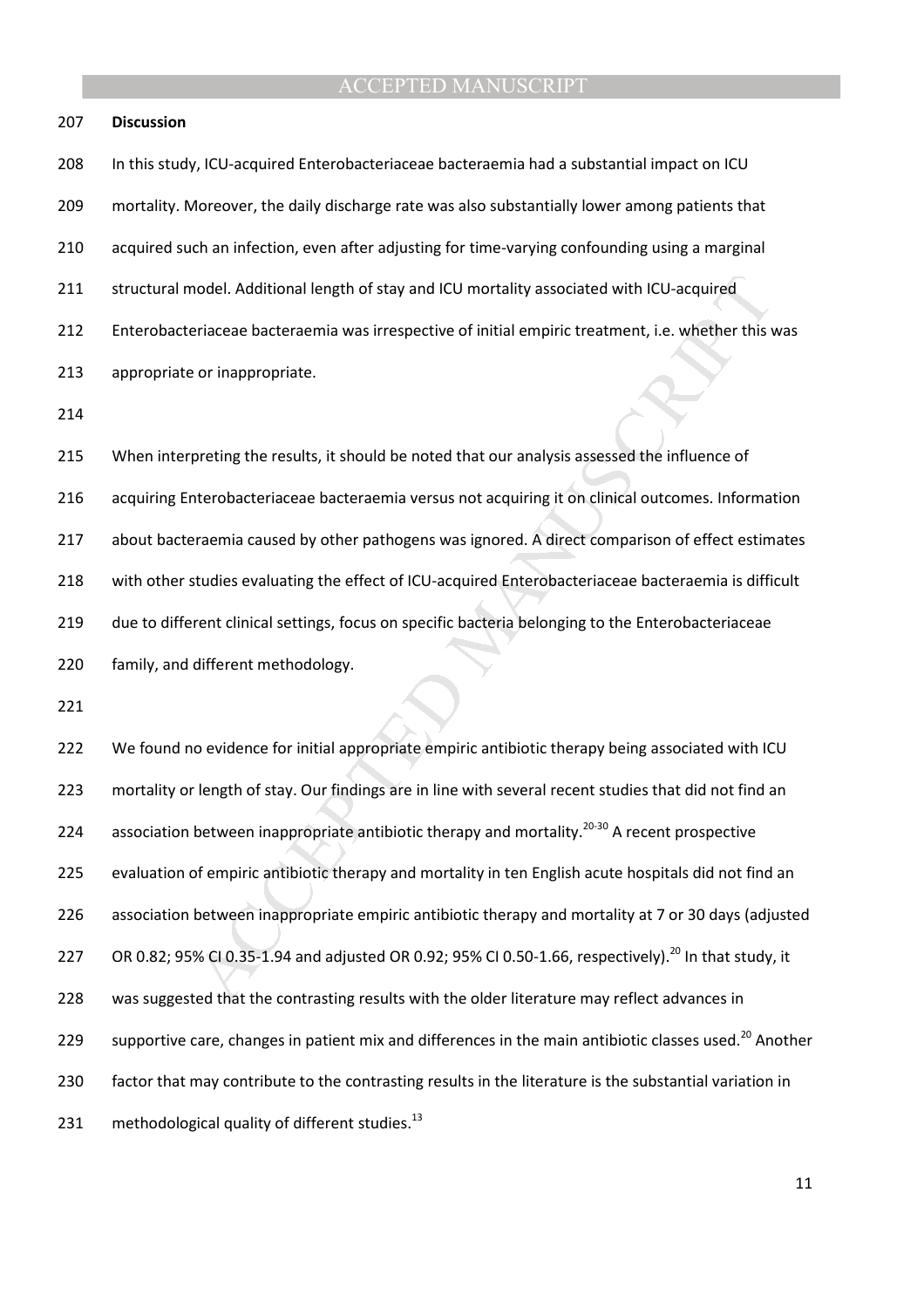## Discussion

In this study, ICU-acquired Enterobacteriaceae bacteraemia had a substantial impact on ICU mortality. Moreover, the daily discharge rate was also substantially lower among patients that acquired such an infection, even after adjusting for time-varying confounding using a marginal structural model. Additional length of stay and ICU mortality associated with ICU-acquired Enterobacteriaceae bacteraemia was irrespective of initial empiric treatment, i.e. whether this was appropriate or inappropriate.

When interpreting the results, it should be noted that our analysis assessed the influence of acquiring Enterobacteriaceae bacteraemia versus not acquiring it on clinical outcomes. Information about bacteraemia caused by other pathogens was ignored. A direct comparison of effect estimates with other studies evaluating the effect of ICU-acquired Enterobacteriaceae bacteraemia is difficult due to different clinical settings, focus on specific bacteria belonging to the Enterobacteriaceae family, and different methodology.

We found no evidence for initial appropriate empiric antibiotic therapy being associated with ICU mortality or length of stay. Our findings are in line with several recent studies that did not find an association between inappropriate antibiotic therapy and mortality.[20-30] A recent prospective evaluation of empiric antibiotic therapy and mortality in ten English acute hospitals did not find an association between inappropriate empiric antibiotic therapy and mortality at 7 or 30 days (adjusted OR 0.82; 95% CI 0.35-1.94 and adjusted OR 0.92; 95% CI 0.50-1.66, respectively).[20] In that study, it was suggested that the contrasting results with the older literature may reflect advances in supportive care, changes in patient mix and differences in the main antibiotic classes used.[20] Another factor that may contribute to the contrasting results in the literature is the substantial variation in methodological quality of different studies.[13]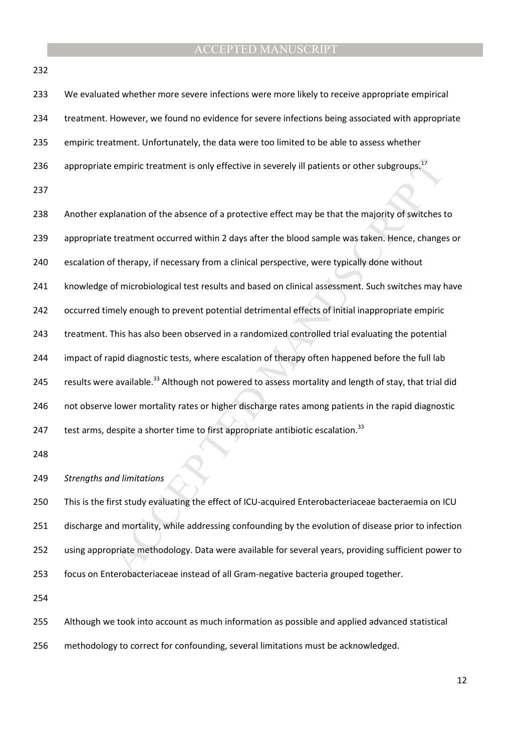We evaluated whether more severe infections were more likely to receive appropriate empirical treatment. However, we found no evidence for severe infections being associated with appropriate empiric treatment. Unfortunately, the data were too limited to be able to assess whether appropriate empiric treatment is only effective in severely ill patients or other subgroups.[17]

Another explanation of the absence of a protective effect may be that the majority of switches to appropriate treatment occurred within 2 days after the blood sample was taken. Hence, changes or escalation of therapy, if necessary from a clinical perspective, were typically done without knowledge of microbiological test results and based on clinical assessment. Such switches may have occurred timely enough to prevent potential detrimental effects of initial inappropriate empiric treatment. This has also been observed in a randomized controlled trial evaluating the potential impact of rapid diagnostic tests, where escalation of therapy often happened before the full lab results were available.[33] Although not powered to assess mortality and length of stay, that trial did not observe lower mortality rates or higher discharge rates among patients in the rapid diagnostic test arms, despite a shorter time to first appropriate antibiotic escalation.[33]

*Strengths and limitations*

This is the first study evaluating the effect of ICU-acquired Enterobacteriaceae bacteraemia on ICU discharge and mortality, while addressing confounding by the evolution of disease prior to infection using appropriate methodology. Data were available for several years, providing sufficient power to focus on Enterobacteriaceae instead of all Gram-negative bacteria grouped together.

Although we took into account as much information as possible and applied advanced statistical methodology to correct for confounding, several limitations must be acknowledged.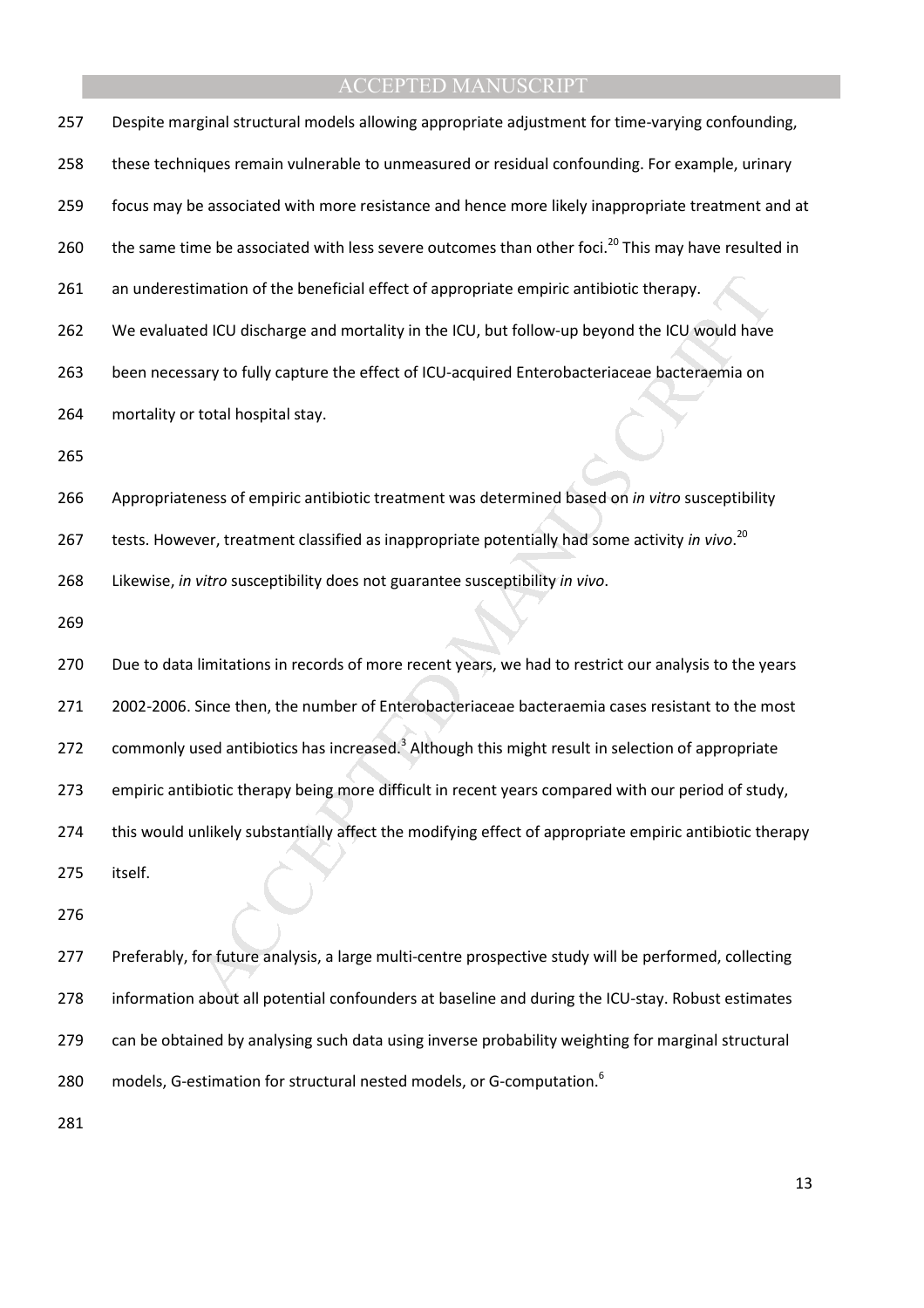Despite marginal structural models allowing appropriate adjustment for time-varying confounding, these techniques remain vulnerable to unmeasured or residual confounding. For example, urinary focus may be associated with more resistance and hence more likely inappropriate treatment and at the same time be associated with less severe outcomes than other foci.[20] This may have resulted in an underestimation of the beneficial effect of appropriate empiric antibiotic therapy. We evaluated ICU discharge and mortality in the ICU, but follow-up beyond the ICU would have been necessary to fully capture the effect of ICU-acquired Enterobacteriaceae bacteraemia on mortality or total hospital stay.

Appropriateness of empiric antibiotic treatment was determined based on *in vitro* susceptibility tests. However, treatment classified as inappropriate potentially had some activity *in vivo*.[20] Likewise, *in vitro* susceptibility does not guarantee susceptibility *in vivo*.

Due to data limitations in records of more recent years, we had to restrict our analysis to the years 2002-2006. Since then, the number of Enterobacteriaceae bacteraemia cases resistant to the most commonly used antibiotics has increased.[3] Although this might result in selection of appropriate empiric antibiotic therapy being more difficult in recent years compared with our period of study, this would unlikely substantially affect the modifying effect of appropriate empiric antibiotic therapy itself.

Preferably, for future analysis, a large multi-centre prospective study will be performed, collecting information about all potential confounders at baseline and during the ICU-stay. Robust estimates can be obtained by analysing such data using inverse probability weighting for marginal structural models, G-estimation for structural nested models, or G-computation.[6]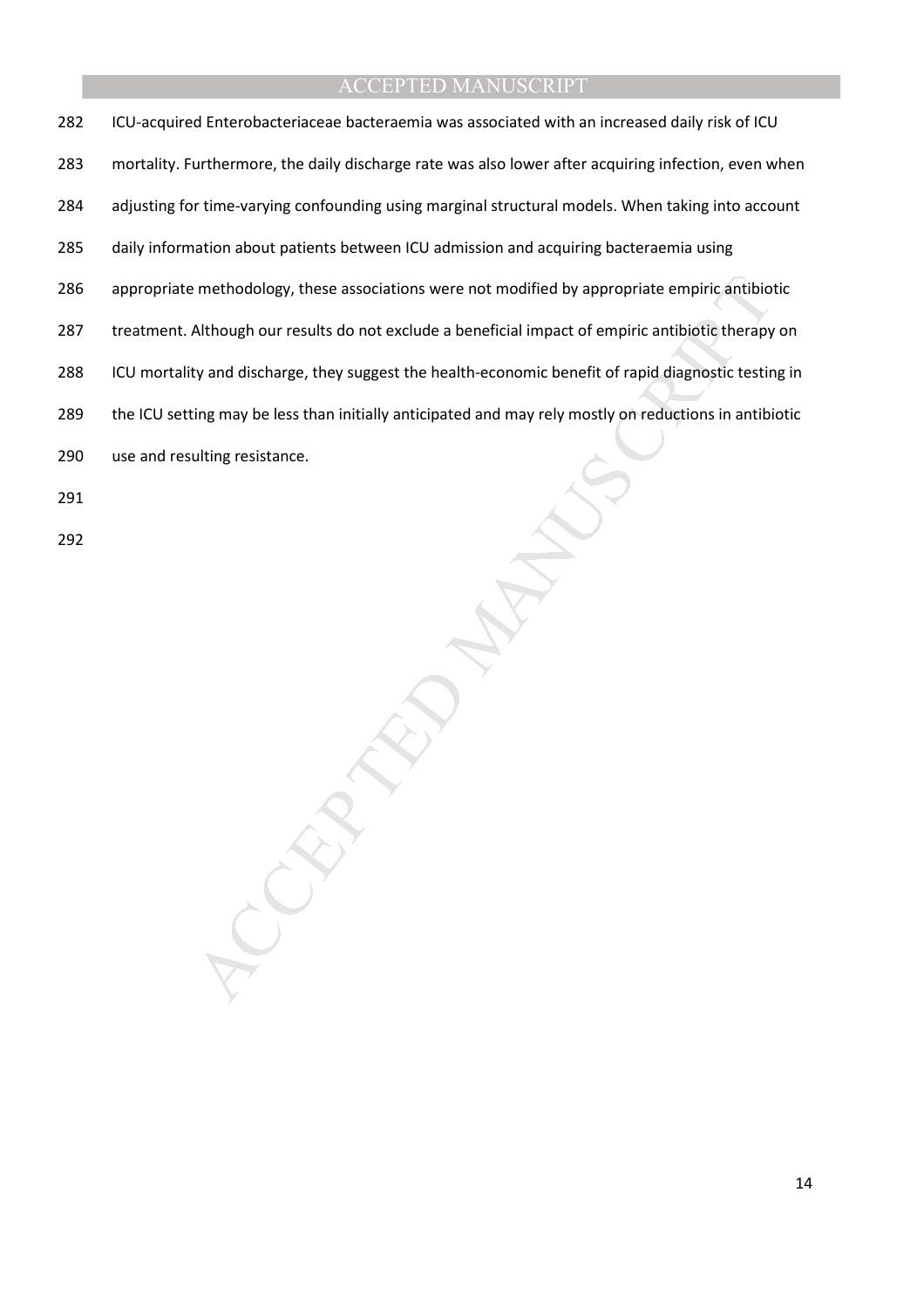ICU-acquired Enterobacteriaceae bacteraemia was associated with an increased daily risk of ICU mortality. Furthermore, the daily discharge rate was also lower after acquiring infection, even when adjusting for time-varying confounding using marginal structural models. When taking into account daily information about patients between ICU admission and acquiring bacteraemia using appropriate methodology, these associations were not modified by appropriate empiric antibiotic treatment. Although our results do not exclude a beneficial impact of empiric antibiotic therapy on ICU mortality and discharge, they suggest the health-economic benefit of rapid diagnostic testing in the ICU setting may be less than initially anticipated and may rely mostly on reductions in antibiotic use and resulting resistance.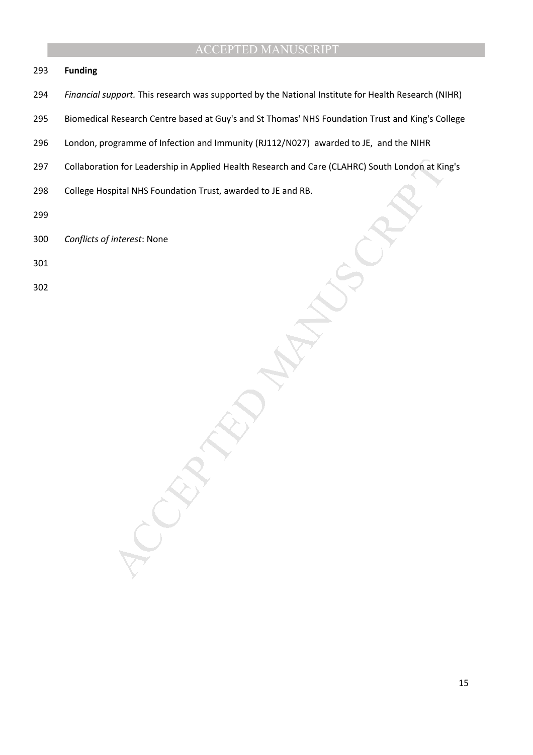**Funding**

*Financial support.* This research was supported by the National Institute for Health Research (NIHR) Biomedical Research Centre based at Guy's and St Thomas' NHS Foundation Trust and King's College London, programme of Infection and Immunity (RJ112/N027) awarded to JE, and the NIHR Collaboration for Leadership in Applied Health Research and Care (CLAHRC) South London at King's College Hospital NHS Foundation Trust, awarded to JE and RB.

*Conflicts of interest*: None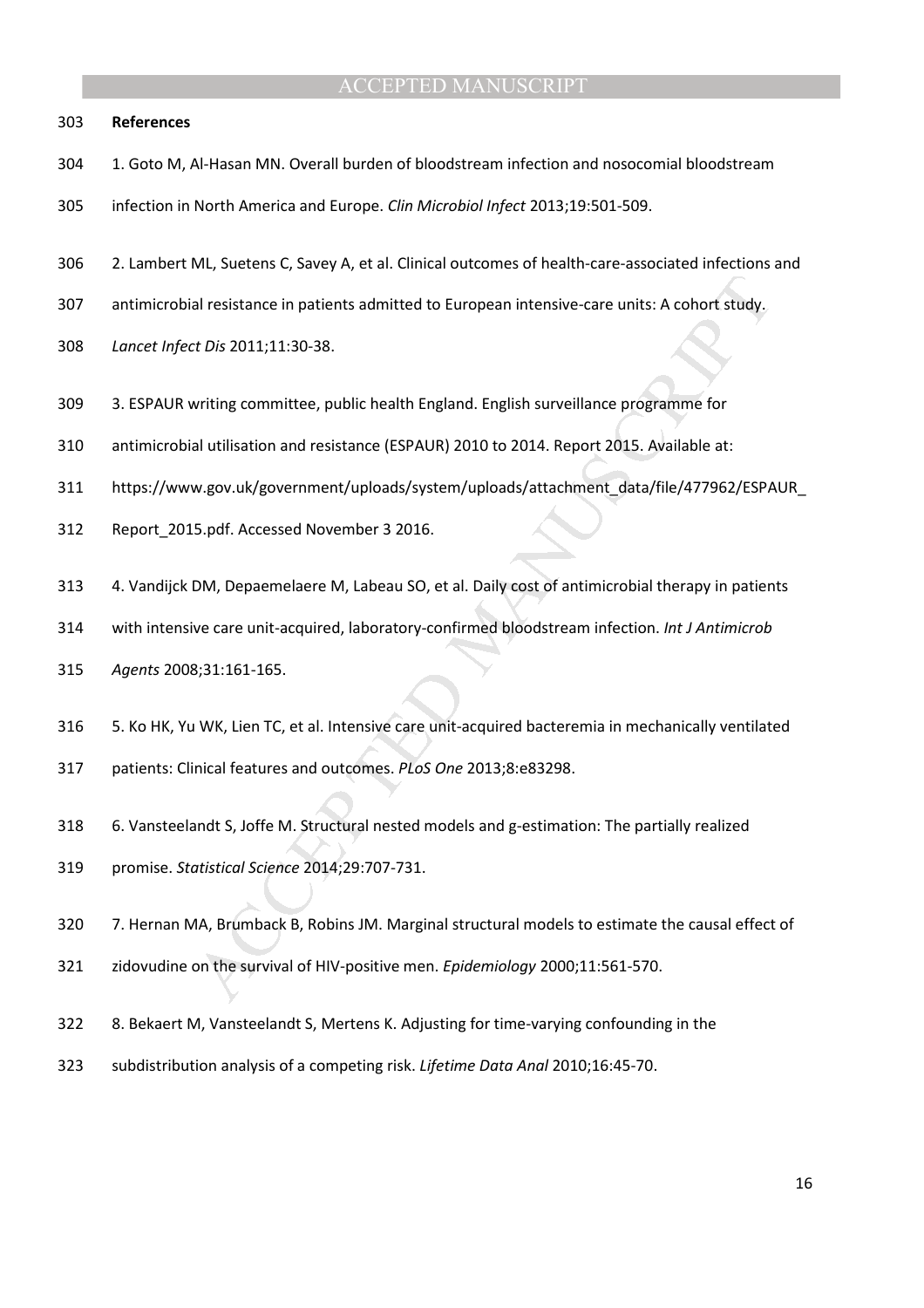**References**

1. Goto M, Al-Hasan MN. Overall burden of bloodstream infection and nosocomial bloodstream infection in North America and Europe. *Clin Microbiol Infect* 2013;19:501-509.

2. Lambert ML, Suetens C, Savey A, et al. Clinical outcomes of health-care-associated infections and antimicrobial resistance in patients admitted to European intensive-care units: A cohort study. *Lancet Infect Dis* 2011;11:30-38.

3. ESPAUR writing committee, public health England. English surveillance programme for antimicrobial utilisation and resistance (ESPAUR) 2010 to 2014. Report 2015. Available at: https://www.gov.uk/government/uploads/system/uploads/attachment_data/file/477962/ESPAUR_Report_2015.pdf. Accessed November 3 2016.

4. Vandijck DM, Depaemelaere M, Labeau SO, et al. Daily cost of antimicrobial therapy in patients with intensive care unit-acquired, laboratory-confirmed bloodstream infection. *Int J Antimicrob Agents* 2008;31:161-165.

5. Ko HK, Yu WK, Lien TC, et al. Intensive care unit-acquired bacteremia in mechanically ventilated patients: Clinical features and outcomes. *PLoS One* 2013;8:e83298.

6. Vansteelandt S, Joffe M. Structural nested models and g-estimation: The partially realized promise. *Statistical Science* 2014;29:707-731.

7. Hernan MA, Brumback B, Robins JM. Marginal structural models to estimate the causal effect of zidovudine on the survival of HIV-positive men. *Epidemiology* 2000;11:561-570.

8. Bekaert M, Vansteelandt S, Mertens K. Adjusting for time-varying confounding in the subdistribution analysis of a competing risk. *Lifetime Data Anal* 2010;16:45-70.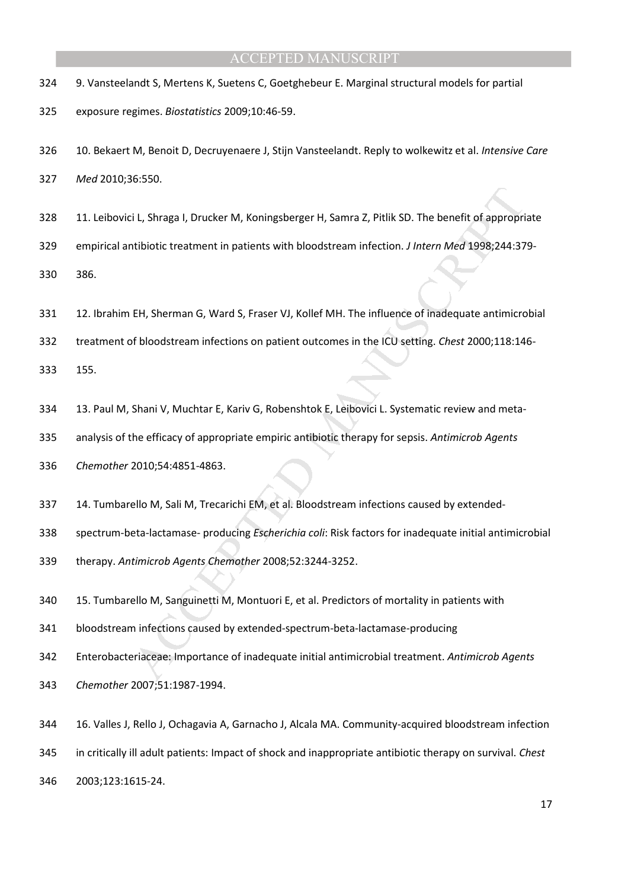9. Vansteelandt S, Mertens K, Suetens C, Goetghebeur E. Marginal structural models for partial exposure regimes. *Biostatistics* 2009;10:46-59.

10. Bekaert M, Benoit D, Decruyenaere J, Stijn Vansteelandt. Reply to wolkewitz et al. *Intensive Care Med* 2010;36:550.

11. Leibovici L, Shraga I, Drucker M, Koningsberger H, Samra Z, Pitlik SD. The benefit of appropriate empirical antibiotic treatment in patients with bloodstream infection. *J Intern Med* 1998;244:379-386.

12. Ibrahim EH, Sherman G, Ward S, Fraser VJ, Kollef MH. The influence of inadequate antimicrobial treatment of bloodstream infections on patient outcomes in the ICU setting. *Chest* 2000;118:146-155.

13. Paul M, Shani V, Muchtar E, Kariv G, Robenshtok E, Leibovici L. Systematic review and meta-analysis of the efficacy of appropriate empiric antibiotic therapy for sepsis. *Antimicrob Agents Chemother* 2010;54:4851-4863.

14. Tumbarello M, Sali M, Trecarichi EM, et al. Bloodstream infections caused by extended-spectrum-beta-lactamase- producing *Escherichia coli*: Risk factors for inadequate initial antimicrobial therapy. *Antimicrob Agents Chemother* 2008;52:3244-3252.

15. Tumbarello M, Sanguinetti M, Montuori E, et al. Predictors of mortality in patients with bloodstream infections caused by extended-spectrum-beta-lactamase-producing Enterobacteriaceae: Importance of inadequate initial antimicrobial treatment. *Antimicrob Agents Chemother* 2007;51:1987-1994.

16. Valles J, Rello J, Ochagavia A, Garnacho J, Alcala MA. Community-acquired bloodstream infection in critically ill adult patients: Impact of shock and inappropriate antibiotic therapy on survival. *Chest* 2003;123:1615-24.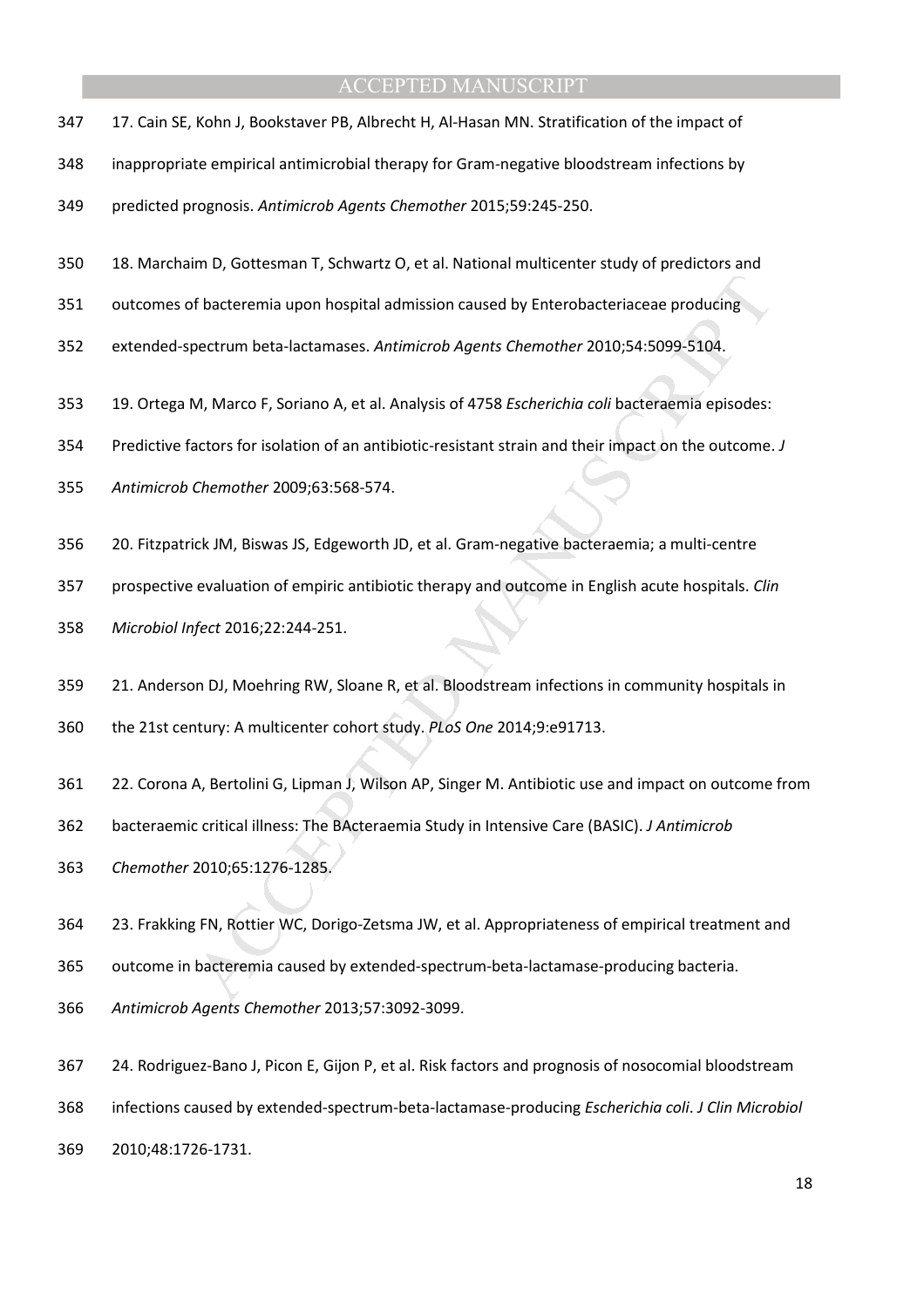17. Cain SE, Kohn J, Bookstaver PB, Albrecht H, Al-Hasan MN. Stratification of the impact of inappropriate empirical antimicrobial therapy for Gram-negative bloodstream infections by predicted prognosis. *Antimicrob Agents Chemother* 2015;59:245-250.

18. Marchaim D, Gottesman T, Schwartz O, et al. National multicenter study of predictors and outcomes of bacteremia upon hospital admission caused by Enterobacteriaceae producing extended-spectrum beta-lactamases. *Antimicrob Agents Chemother* 2010;54:5099-5104.

19. Ortega M, Marco F, Soriano A, et al. Analysis of 4758 *Escherichia coli* bacteraemia episodes: Predictive factors for isolation of an antibiotic-resistant strain and their impact on the outcome. *J Antimicrob Chemother* 2009;63:568-574.

20. Fitzpatrick JM, Biswas JS, Edgeworth JD, et al. Gram-negative bacteraemia; a multi-centre prospective evaluation of empiric antibiotic therapy and outcome in English acute hospitals. *Clin Microbiol Infect* 2016;22:244-251.

21. Anderson DJ, Moehring RW, Sloane R, et al. Bloodstream infections in community hospitals in the 21st century: A multicenter cohort study. *PLoS One* 2014;9:e91713.

22. Corona A, Bertolini G, Lipman J, Wilson AP, Singer M. Antibiotic use and impact on outcome from bacteraemic critical illness: The BActeraemia Study in Intensive Care (BASIC). *J Antimicrob Chemother* 2010;65:1276-1285.

23. Frakking FN, Rottier WC, Dorigo-Zetsma JW, et al. Appropriateness of empirical treatment and outcome in bacteremia caused by extended-spectrum-beta-lactamase-producing bacteria. *Antimicrob Agents Chemother* 2013;57:3092-3099.

24. Rodriguez-Bano J, Picon E, Gijon P, et al. Risk factors and prognosis of nosocomial bloodstream infections caused by extended-spectrum-beta-lactamase-producing *Escherichia coli*. *J Clin Microbiol* 2010;48:1726-1731.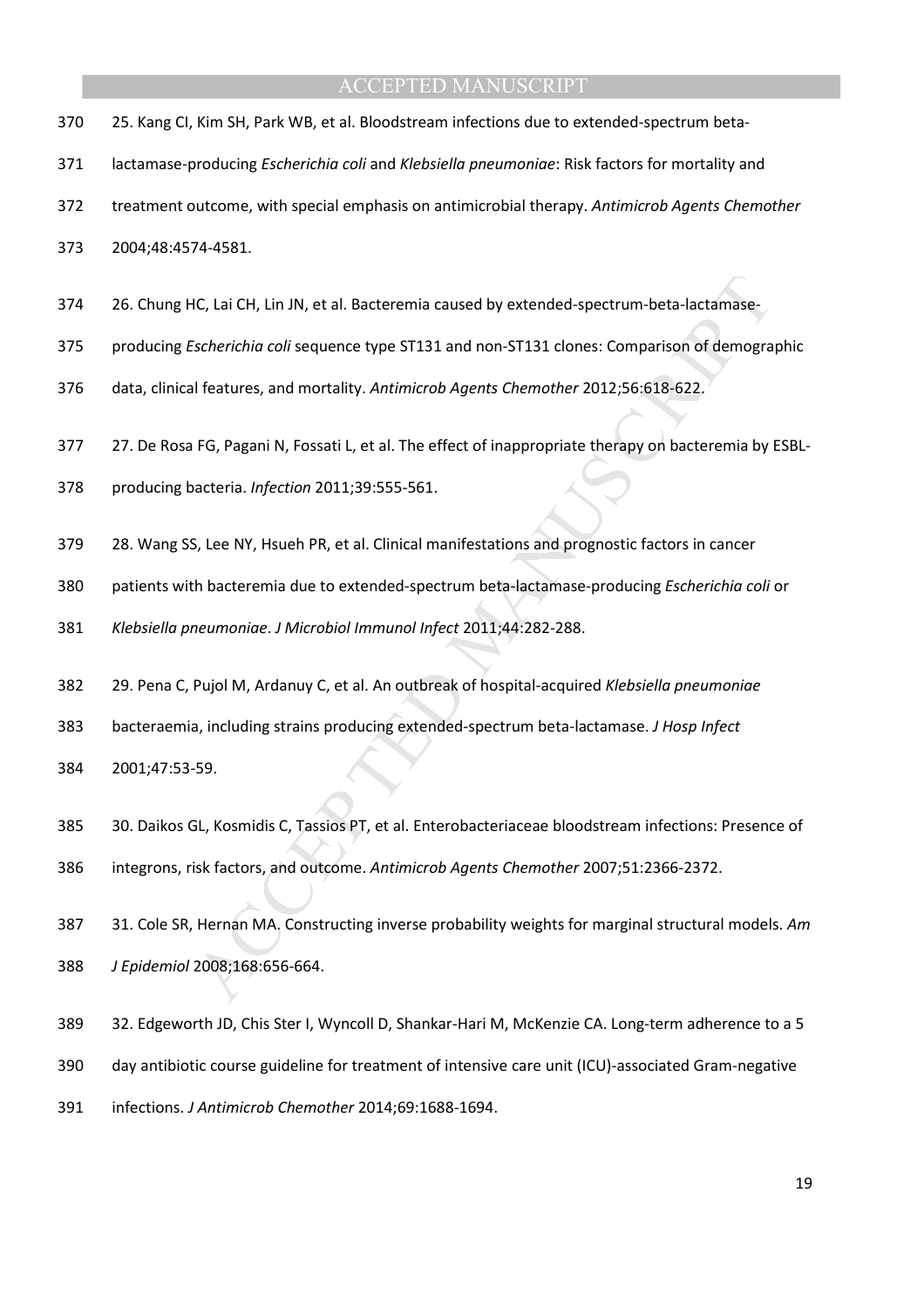25. Kang CI, Kim SH, Park WB, et al. Bloodstream infections due to extended-spectrum beta-lactamase-producing *Escherichia coli* and *Klebsiella pneumoniae*: Risk factors for mortality and treatment outcome, with special emphasis on antimicrobial therapy. *Antimicrob Agents Chemother* 2004;48:4574-4581.

26. Chung HC, Lai CH, Lin JN, et al. Bacteremia caused by extended-spectrum-beta-lactamase-producing *Escherichia coli* sequence type ST131 and non-ST131 clones: Comparison of demographic data, clinical features, and mortality. *Antimicrob Agents Chemother* 2012;56:618-622.

27. De Rosa FG, Pagani N, Fossati L, et al. The effect of inappropriate therapy on bacteremia by ESBL-producing bacteria. *Infection* 2011;39:555-561.

28. Wang SS, Lee NY, Hsueh PR, et al. Clinical manifestations and prognostic factors in cancer patients with bacteremia due to extended-spectrum beta-lactamase-producing *Escherichia coli* or *Klebsiella pneumoniae*. *J Microbiol Immunol Infect* 2011;44:282-288.

29. Pena C, Pujol M, Ardanuy C, et al. An outbreak of hospital-acquired *Klebsiella pneumoniae* bacteraemia, including strains producing extended-spectrum beta-lactamase. *J Hosp Infect* 2001;47:53-59.

30. Daikos GL, Kosmidis C, Tassios PT, et al. Enterobacteriaceae bloodstream infections: Presence of integrons, risk factors, and outcome. *Antimicrob Agents Chemother* 2007;51:2366-2372.

31. Cole SR, Hernan MA. Constructing inverse probability weights for marginal structural models. *Am J Epidemiol* 2008;168:656-664.

32. Edgeworth JD, Chis Ster I, Wyncoll D, Shankar-Hari M, McKenzie CA. Long-term adherence to a 5 day antibiotic course guideline for treatment of intensive care unit (ICU)-associated Gram-negative infections. *J Antimicrob Chemother* 2014;69:1688-1694.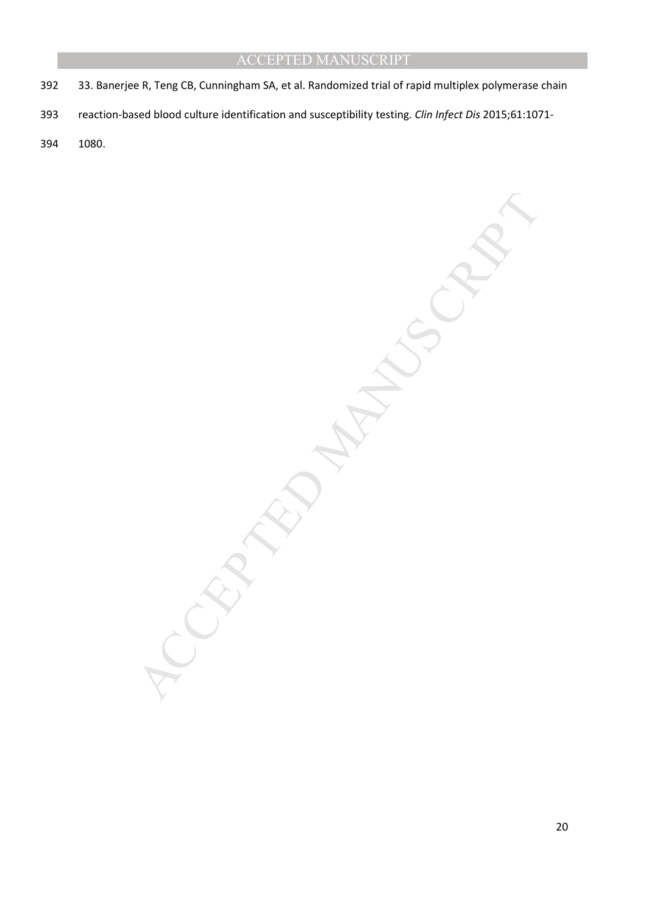33. Banerjee R, Teng CB, Cunningham SA, et al. Randomized trial of rapid multiplex polymerase chain reaction-based blood culture identification and susceptibility testing. *Clin Infect Dis* 2015;61:1071-1080.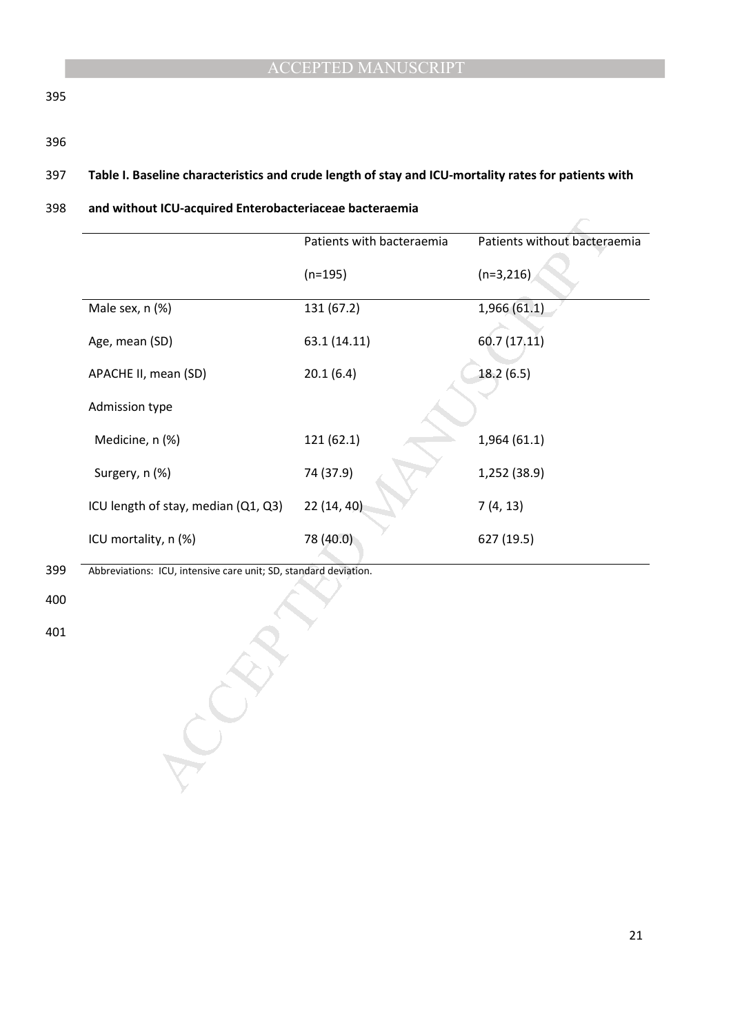**Table I. Baseline characteristics and crude length of stay and ICU-mortality rates for patients with and without ICU-acquired Enterobacteriaceae bacteraemia**

| | Patients with bacteraemia (n=195) | Patients without bacteraemia (n=3,216) |
|---|---|---|
| Male sex, n (%) | 131 (67.2) | 1,966 (61.1) |
| Age, mean (SD) | 63.1 (14.11) | 60.7 (17.11) |
| APACHE II, mean (SD) | 20.1 (6.4) | 18.2 (6.5) |
| Admission type | | |
| Medicine, n (%) | 121 (62.1) | 1,964 (61.1) |
| Surgery, n (%) | 74 (37.9) | 1,252 (38.9) |
| ICU length of stay, median (Q1, Q3) | 22 (14, 40) | 7 (4, 13) |
| ICU mortality, n (%) | 78 (40.0) | 627 (19.5) |

Abbreviations: ICU, intensive care unit; SD, standard deviation.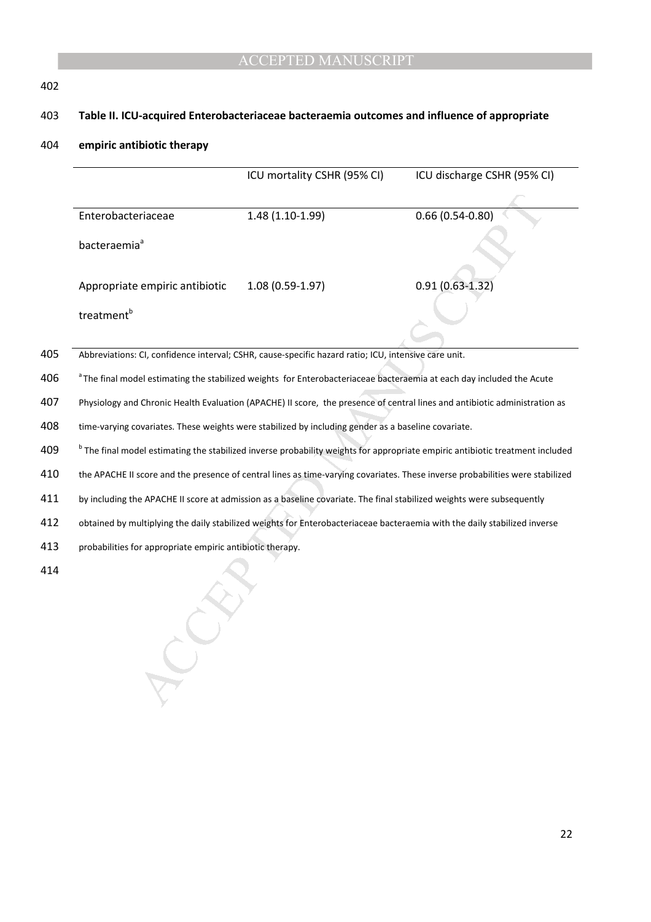**Table II. ICU-acquired Enterobacteriaceae bacteraemia outcomes and influence of appropriate empiric antibiotic therapy**

| | ICU mortality CSHR (95% CI) | ICU discharge CSHR (95% CI) |
|---|---|---|
| Enterobacteriaceae bacteraemia[a] | 1.48 (1.10-1.99) | 0.66 (0.54-0.80) |
| Appropriate empiric antibiotic treatment[b] | 1.08 (0.59-1.97) | 0.91 (0.63-1.32) |

Abbreviations: CI, confidence interval; CSHR, cause-specific hazard ratio; ICU, intensive care unit.

[a] The final model estimating the stabilized weights for Enterobacteriaceae bacteraemia at each day included the Acute Physiology and Chronic Health Evaluation (APACHE) II score, the presence of central lines and antibiotic administration as time-varying covariates. These weights were stabilized by including gender as a baseline covariate.

[b] The final model estimating the stabilized inverse probability weights for appropriate empiric antibiotic treatment included the APACHE II score and the presence of central lines as time-varying covariates. These inverse probabilities were stabilized by including the APACHE II score at admission as a baseline covariate. The final stabilized weights were subsequently obtained by multiplying the daily stabilized weights for Enterobacteriaceae bacteraemia with the daily stabilized inverse probabilities for appropriate empiric antibiotic therapy.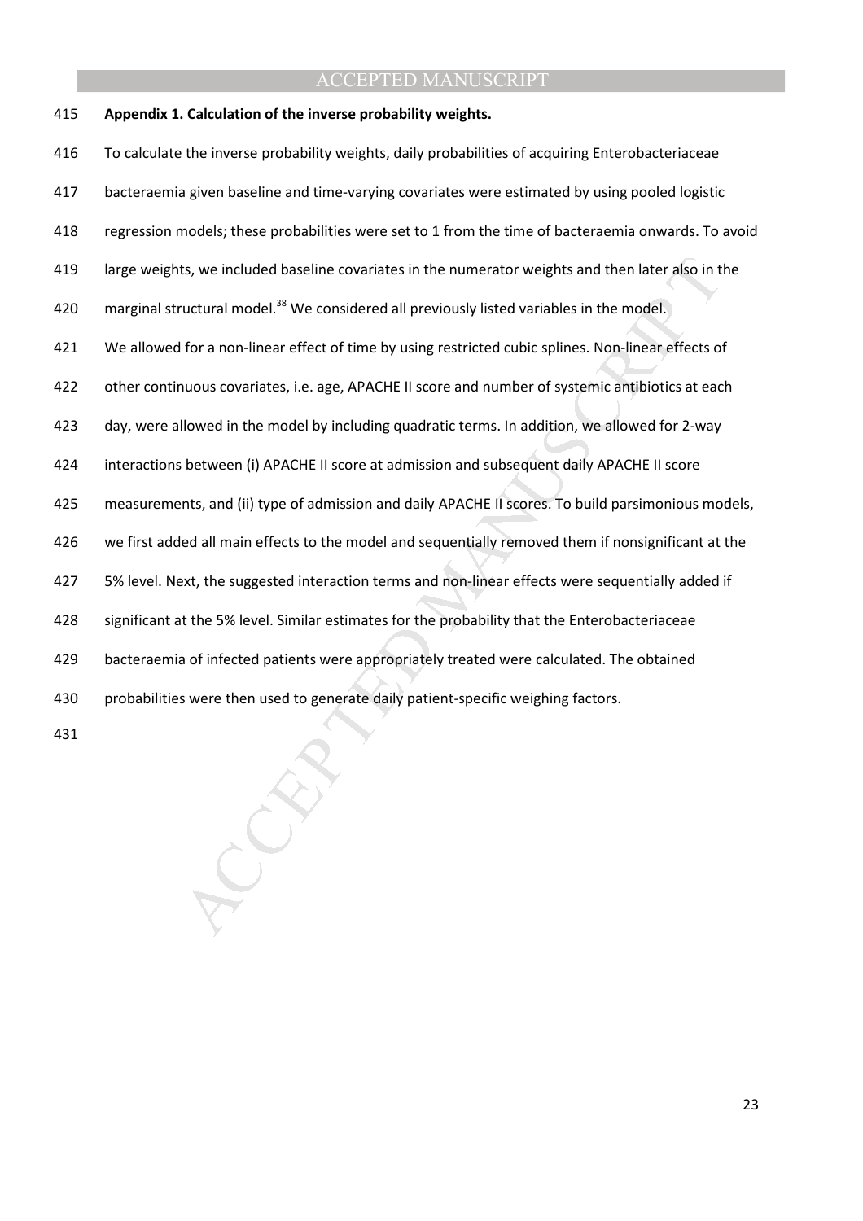**Appendix 1. Calculation of the inverse probability weights.**

To calculate the inverse probability weights, daily probabilities of acquiring Enterobacteriaceae bacteraemia given baseline and time-varying covariates were estimated by using pooled logistic regression models; these probabilities were set to 1 from the time of bacteraemia onwards. To avoid large weights, we included baseline covariates in the numerator weights and then later also in the marginal structural model.[38] We considered all previously listed variables in the model.

We allowed for a non-linear effect of time by using restricted cubic splines. Non-linear effects of other continuous covariates, i.e. age, APACHE II score and number of systemic antibiotics at each day, were allowed in the model by including quadratic terms. In addition, we allowed for 2-way interactions between (i) APACHE II score at admission and subsequent daily APACHE II score measurements, and (ii) type of admission and daily APACHE II scores. To build parsimonious models, we first added all main effects to the model and sequentially removed them if nonsignificant at the 5% level. Next, the suggested interaction terms and non-linear effects were sequentially added if significant at the 5% level. Similar estimates for the probability that the Enterobacteriaceae bacteraemia of infected patients were appropriately treated were calculated. The obtained probabilities were then used to generate daily patient-specific weighing factors.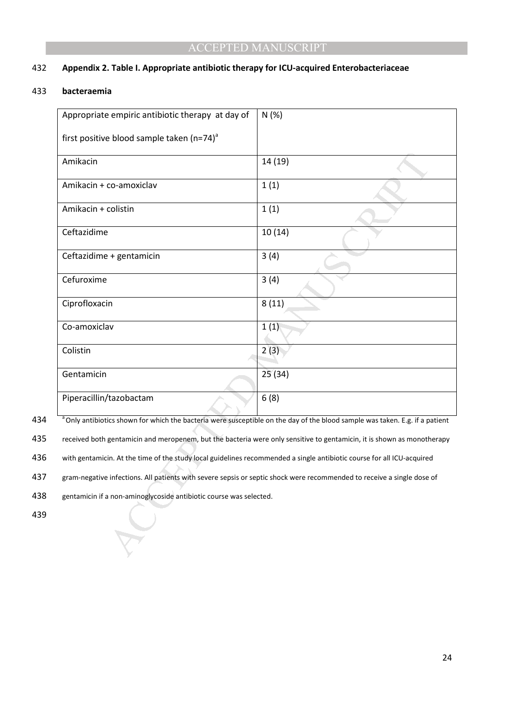**Appendix 2. Table I. Appropriate antibiotic therapy for ICU-acquired Enterobacteriaceae bacteraemia**

| Appropriate empiric antibiotic therapy at day of first positive blood sample taken (n=74)[a] | N (%) |
|---|---|
| Amikacin | 14 (19) |
| Amikacin + co-amoxiclav | 1 (1) |
| Amikacin + colistin | 1 (1) |
| Ceftazidime | 10 (14) |
| Ceftazidime + gentamicin | 3 (4) |
| Cefuroxime | 3 (4) |
| Ciprofloxacin | 8 (11) |
| Co-amoxiclav | 1 (1) |
| Colistin | 2 (3) |
| Gentamicin | 25 (34) |
| Piperacillin/tazobactam | 6 (8) |

[a] Only antibiotics shown for which the bacteria were susceptible on the day of the blood sample was taken. E.g. if a patient received both gentamicin and meropenem, but the bacteria were only sensitive to gentamicin, it is shown as monotherapy with gentamicin. At the time of the study local guidelines recommended a single antibiotic course for all ICU-acquired gram-negative infections. All patients with severe sepsis or septic shock were recommended to receive a single dose of gentamicin if a non-aminoglycoside antibiotic course was selected.